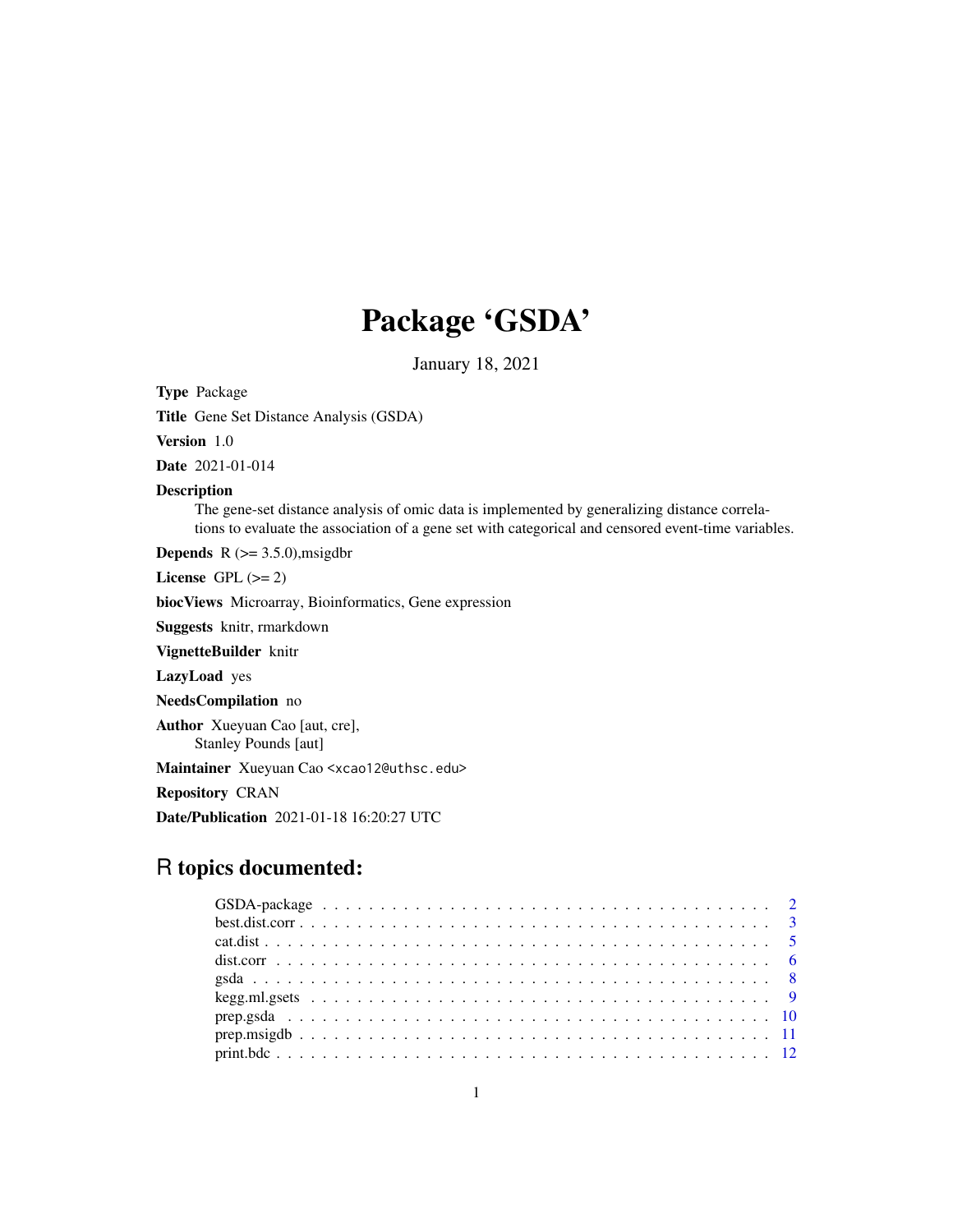# Package 'GSDA'

January 18, 2021

**Type** Package

**Title** Gene Set Distance Analysis (GSDA)

**Version** 1.0

**Date** 2021-01-014

**Description**
The gene-set distance analysis of omic data is implemented by generalizing distance correlations to evaluate the association of a gene set with categorical and censored event-time variables.

**Depends** R (>= 3.5.0),msigdbr

**License** GPL (>= 2)

**biocViews** Microarray, Bioinformatics, Gene expression

**Suggests** knitr, rmarkdown

**VignetteBuilder** knitr

**LazyLoad** yes

**NeedsCompilation** no

**Author** Xueyuan Cao [aut, cre],
Stanley Pounds [aut]

**Maintainer** Xueyuan Cao <xcao12@uthsc.edu>

**Repository** CRAN

**Date/Publication** 2021-01-18 16:20:27 UTC

## R topics documented:

| | |
|---|---|
| GSDA-package | 2 |
| best.dist.corr | 3 |
| cat.dist | 5 |
| dist.corr | 6 |
| gsda | 8 |
| kegg.ml.gsets | 9 |
| prep.gsda | 10 |
| prep.msigdb | 11 |
| print.bdc | 12 |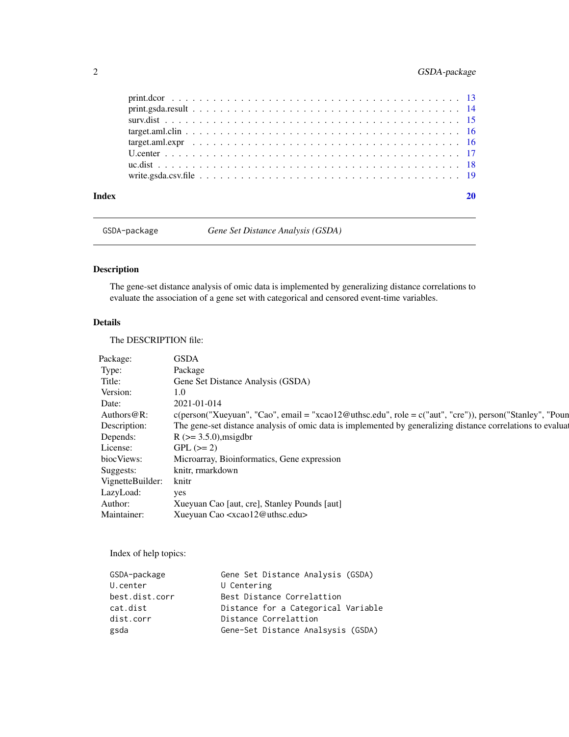print.dcor . . . . . . . . . . . . . . . . . . . . . . . . . . . . . . . . . . . . . . . 13
print.gsda.result . . . . . . . . . . . . . . . . . . . . . . . . . . . . . . . . . . . 14
surv.dist . . . . . . . . . . . . . . . . . . . . . . . . . . . . . . . . . . . . . . . 15
target.aml.clin . . . . . . . . . . . . . . . . . . . . . . . . . . . . . . . . . . . . 16
target.aml.expr . . . . . . . . . . . . . . . . . . . . . . . . . . . . . . . . . . . . 16
U.center . . . . . . . . . . . . . . . . . . . . . . . . . . . . . . . . . . . . . . . 17
uc.dist . . . . . . . . . . . . . . . . . . . . . . . . . . . . . . . . . . . . . . . . 18
write.gsda.csv.file . . . . . . . . . . . . . . . . . . . . . . . . . . . . . . . . . . 19

**Index** **20**

---

`GSDA-package` *Gene Set Distance Analysis (GSDA)*

---

## Description

The gene-set distance analysis of omic data is implemented by generalizing distance correlations to evaluate the association of a gene set with categorical and censored event-time variables.

## Details

The DESCRIPTION file:

| | |
|---|---|
| Package: | GSDA |
| Type: | Package |
| Title: | Gene Set Distance Analysis (GSDA) |
| Version: | 1.0 |
| Date: | 2021-01-014 |
| Authors@R: | c(person("Xueyuan", "Cao", email = "xcao12@uthsc.edu", role = c("aut", "cre")), person("Stanley", "Poun |
| Description: | The gene-set distance analysis of omic data is implemented by generalizing distance correlations to evaluat |
| Depends: | R (>= 3.5.0),msigdbr |
| License: | GPL (>= 2) |
| biocViews: | Microarray, Bioinformatics, Gene expression |
| Suggests: | knitr, rmarkdown |
| VignetteBuilder: | knitr |
| LazyLoad: | yes |
| Author: | Xueyuan Cao [aut, cre], Stanley Pounds [aut] |
| Maintainer: | Xueyuan Cao <xcao12@uthsc.edu> |

Index of help topics:

```
GSDA-package            Gene Set Distance Analysis (GSDA)
U.center                U Centering
best.dist.corr          Best Distance Correlattion
cat.dist                Distance for a Categorical Variable
dist.corr               Distance Correlattion
gsda                    Gene-Set Distance Analsysis (GSDA)
```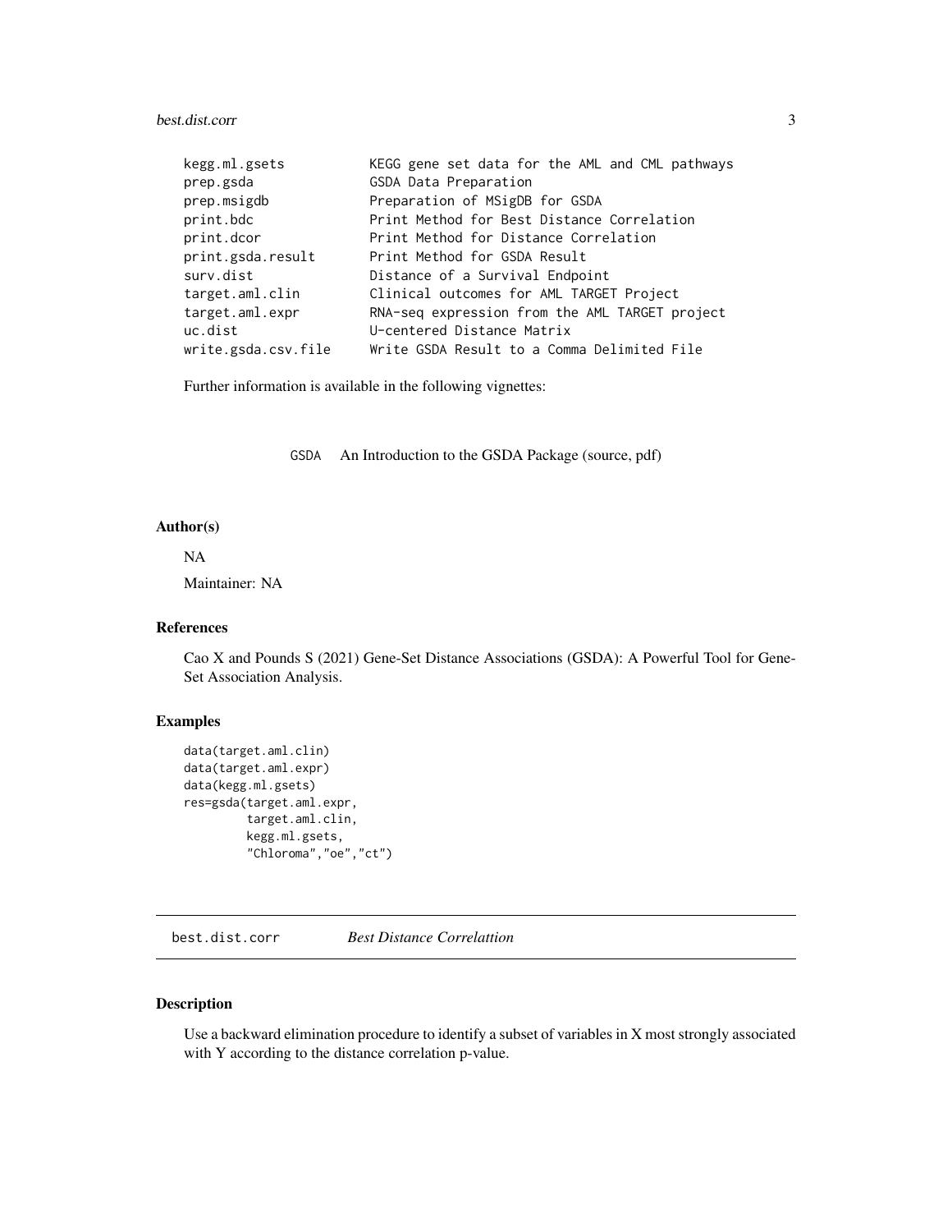| | |
|---|---|
| kegg.ml.gsets | KEGG gene set data for the AML and CML pathways |
| prep.gsda | GSDA Data Preparation |
| prep.msigdb | Preparation of MSigDB for GSDA |
| print.bdc | Print Method for Best Distance Correlation |
| print.dcor | Print Method for Distance Correlation |
| print.gsda.result | Print Method for GSDA Result |
| surv.dist | Distance of a Survival Endpoint |
| target.aml.clin | Clinical outcomes for AML TARGET Project |
| target.aml.expr | RNA-seq expression from the AML TARGET project |
| uc.dist | U-centered Distance Matrix |
| write.gsda.csv.file | Write GSDA Result to a Comma Delimited File |

Further information is available in the following vignettes:

| | |
|---|---|
| GSDA | An Introduction to the GSDA Package (source, pdf) |

### Author(s)

NA

Maintainer: NA

### References

Cao X and Pounds S (2021) Gene-Set Distance Associations (GSDA): A Powerful Tool for Gene-Set Association Analysis.

### Examples

```
data(target.aml.clin)
data(target.aml.expr)
data(kegg.ml.gsets)
res=gsda(target.aml.expr,
         target.aml.clin,
         kegg.ml.gsets,
         "Chloroma","oe","ct")
```

## best.dist.corr — *Best Distance Correlattion*

### Description

Use a backward elimination procedure to identify a subset of variables in X most strongly associated with Y according to the distance correlation p-value.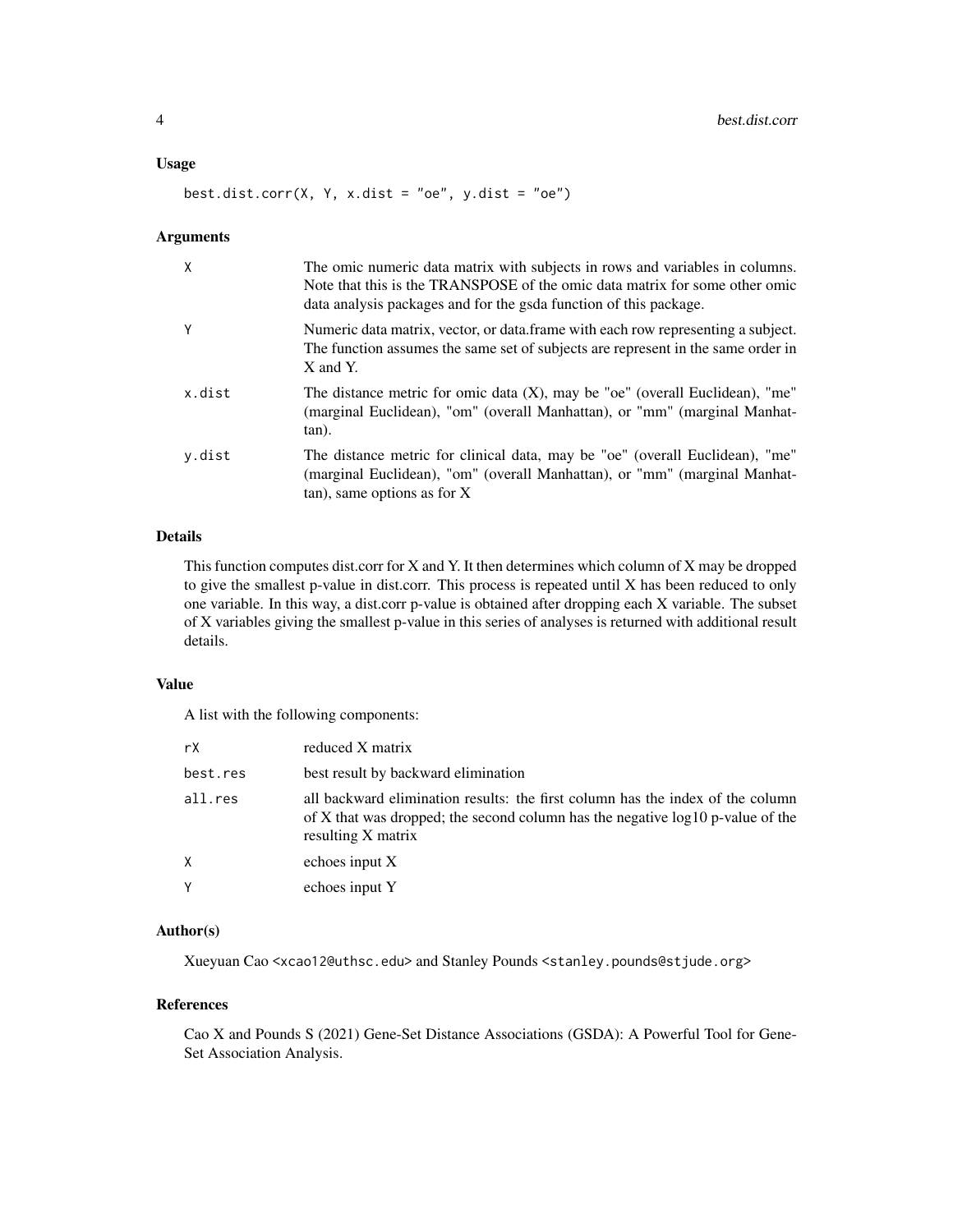### Usage

```
best.dist.corr(X, Y, x.dist = "oe", y.dist = "oe")
```

### Arguments

| | |
|---|---|
| X | The omic numeric data matrix with subjects in rows and variables in columns. Note that this is the TRANSPOSE of the omic data matrix for some other omic data analysis packages and for the gsda function of this package. |
| Y | Numeric data matrix, vector, or data.frame with each row representing a subject. The function assumes the same set of subjects are represent in the same order in X and Y. |
| x.dist | The distance metric for omic data (X), may be "oe" (overall Euclidean), "me" (marginal Euclidean), "om" (overall Manhattan), or "mm" (marginal Manhattan). |
| y.dist | The distance metric for clinical data, may be "oe" (overall Euclidean), "me" (marginal Euclidean), "om" (overall Manhattan), or "mm" (marginal Manhattan), same options as for X |

### Details

This function computes dist.corr for X and Y. It then determines which column of X may be dropped to give the smallest p-value in dist.corr. This process is repeated until X has been reduced to only one variable. In this way, a dist.corr p-value is obtained after dropping each X variable. The subset of X variables giving the smallest p-value in this series of analyses is returned with additional result details.

### Value

A list with the following components:

| | |
|---|---|
| rX | reduced X matrix |
| best.res | best result by backward elimination |
| all.res | all backward elimination results: the first column has the index of the column of X that was dropped; the second column has the negative log10 p-value of the resulting X matrix |
| X | echoes input X |
| Y | echoes input Y |

### Author(s)

Xueyuan Cao <xcao12@uthsc.edu> and Stanley Pounds <stanley.pounds@stjude.org>

### References

Cao X and Pounds S (2021) Gene-Set Distance Associations (GSDA): A Powerful Tool for Gene-Set Association Analysis.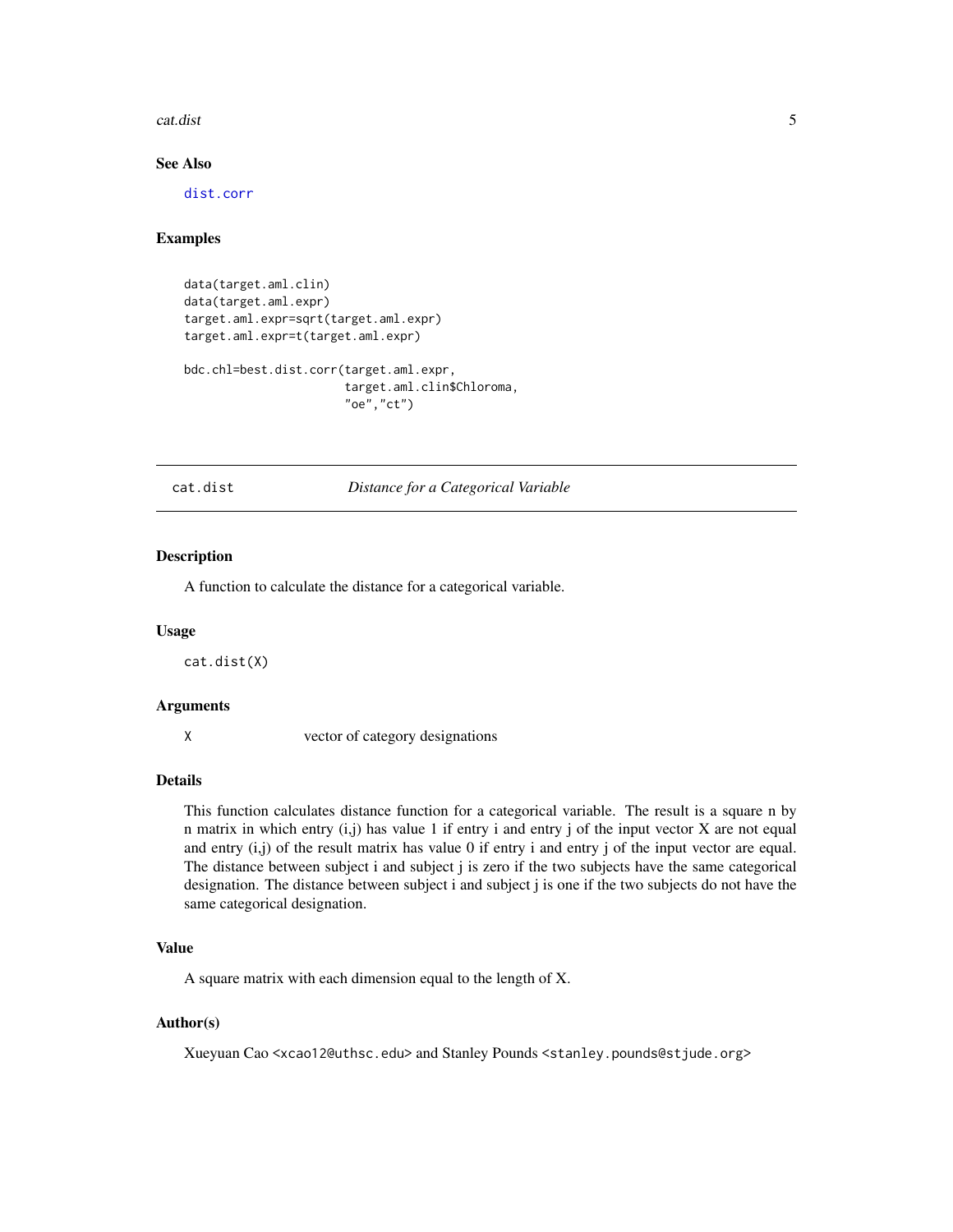### See Also

dist.corr

### Examples

```
data(target.aml.clin)
data(target.aml.expr)
target.aml.expr=sqrt(target.aml.expr)
target.aml.expr=t(target.aml.expr)

bdc.chl=best.dist.corr(target.aml.expr,
                       target.aml.clin$Chloroma,
                       "oe","ct")
```

---

## cat.dist — *Distance for a Categorical Variable*

### Description

A function to calculate the distance for a categorical variable.

### Usage

```
cat.dist(X)
```

### Arguments

| | |
|---|---|
| X | vector of category designations |

### Details

This function calculates distance function for a categorical variable. The result is a square n by n matrix in which entry (i,j) has value 1 if entry i and entry j of the input vector X are not equal and entry (i,j) of the result matrix has value 0 if entry i and entry j of the input vector are equal. The distance between subject i and subject j is zero if the two subjects have the same categorical designation. The distance between subject i and subject j is one if the two subjects do not have the same categorical designation.

### Value

A square matrix with each dimension equal to the length of X.

### Author(s)

Xueyuan Cao <xcao12@uthsc.edu> and Stanley Pounds <stanley.pounds@stjude.org>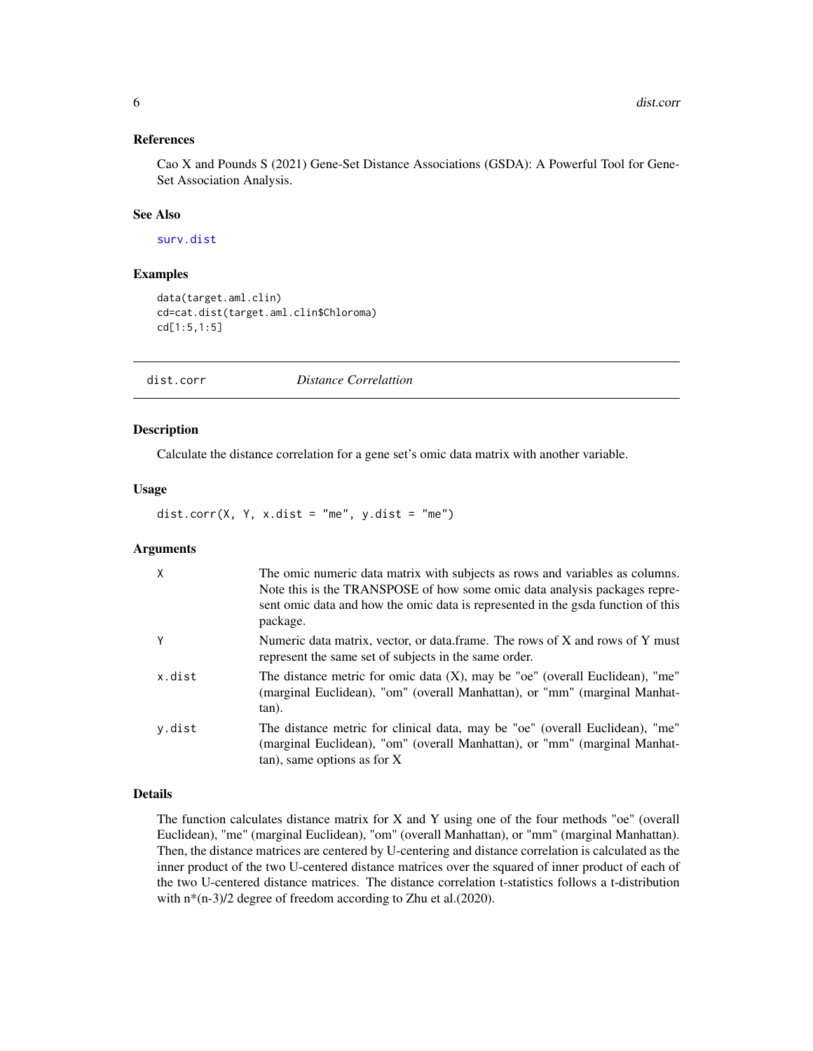## References

Cao X and Pounds S (2021) Gene-Set Distance Associations (GSDA): A Powerful Tool for Gene-Set Association Analysis.

## See Also

surv.dist

## Examples

```
data(target.aml.clin)
cd=cat.dist(target.aml.clin$Chloroma)
cd[1:5,1:5]
```

---

# dist.corr — *Distance Correlattion*

## Description

Calculate the distance correlation for a gene set's omic data matrix with another variable.

## Usage

```
dist.corr(X, Y, x.dist = "me", y.dist = "me")
```

## Arguments

| | |
|---|---|
| X | The omic numeric data matrix with subjects as rows and variables as columns. Note this is the TRANSPOSE of how some omic data analysis packages represent omic data and how the omic data is represented in the gsda function of this package. |
| Y | Numeric data matrix, vector, or data.frame. The rows of X and rows of Y must represent the same set of subjects in the same order. |
| x.dist | The distance metric for omic data (X), may be "oe" (overall Euclidean), "me" (marginal Euclidean), "om" (overall Manhattan), or "mm" (marginal Manhattan). |
| y.dist | The distance metric for clinical data, may be "oe" (overall Euclidean), "me" (marginal Euclidean), "om" (overall Manhattan), or "mm" (marginal Manhattan), same options as for X |

## Details

The function calculates distance matrix for X and Y using one of the four methods "oe" (overall Euclidean), "me" (marginal Euclidean), "om" (overall Manhattan), or "mm" (marginal Manhattan). Then, the distance matrices are centered by U-centering and distance correlation is calculated as the inner product of the two U-centered distance matrices over the squared of inner product of each of the two U-centered distance matrices. The distance correlation t-statistics follows a t-distribution with $n*(n-3)/2$ degree of freedom according to Zhu et al.(2020).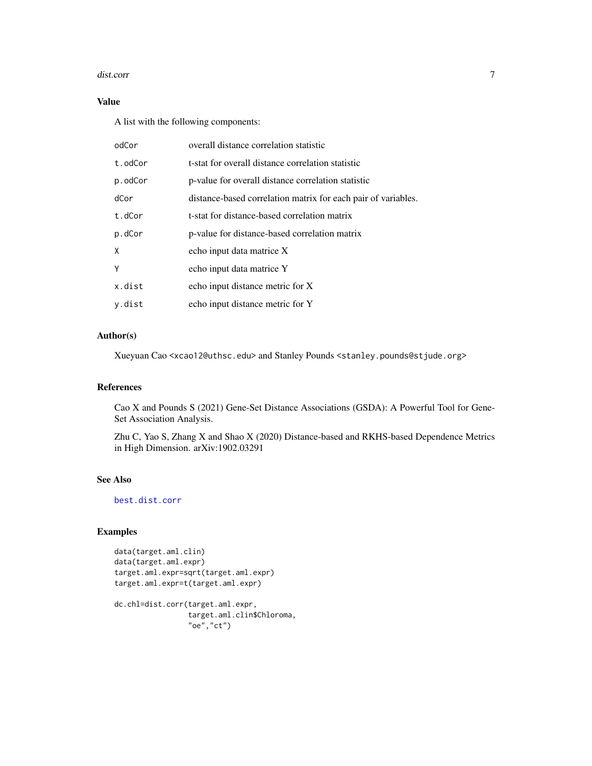## Value

A list with the following components:

| | |
|---|---|
| odCor | overall distance correlation statistic |
| t.odCor | t-stat for overall distance correlation statistic |
| p.odCor | p-value for overall distance correlation statistic |
| dCor | distance-based correlation matrix for each pair of variables. |
| t.dCor | t-stat for distance-based correlation matrix |
| p.dCor | p-value for distance-based correlation matrix |
| X | echo input data matrice X |
| Y | echo input data matrice Y |
| x.dist | echo input distance metric for X |
| y.dist | echo input distance metric for Y |

## Author(s)

Xueyuan Cao <xcao12@uthsc.edu> and Stanley Pounds <stanley.pounds@stjude.org>

## References

Cao X and Pounds S (2021) Gene-Set Distance Associations (GSDA): A Powerful Tool for Gene-Set Association Analysis.

Zhu C, Yao S, Zhang X and Shao X (2020) Distance-based and RKHS-based Dependence Metrics in High Dimension. arXiv:1902.03291

## See Also

best.dist.corr

## Examples

```
data(target.aml.clin)
data(target.aml.expr)
target.aml.expr=sqrt(target.aml.expr)
target.aml.expr=t(target.aml.expr)

dc.chl=dist.corr(target.aml.expr,
                 target.aml.clin$Chloroma,
                 "oe","ct")
```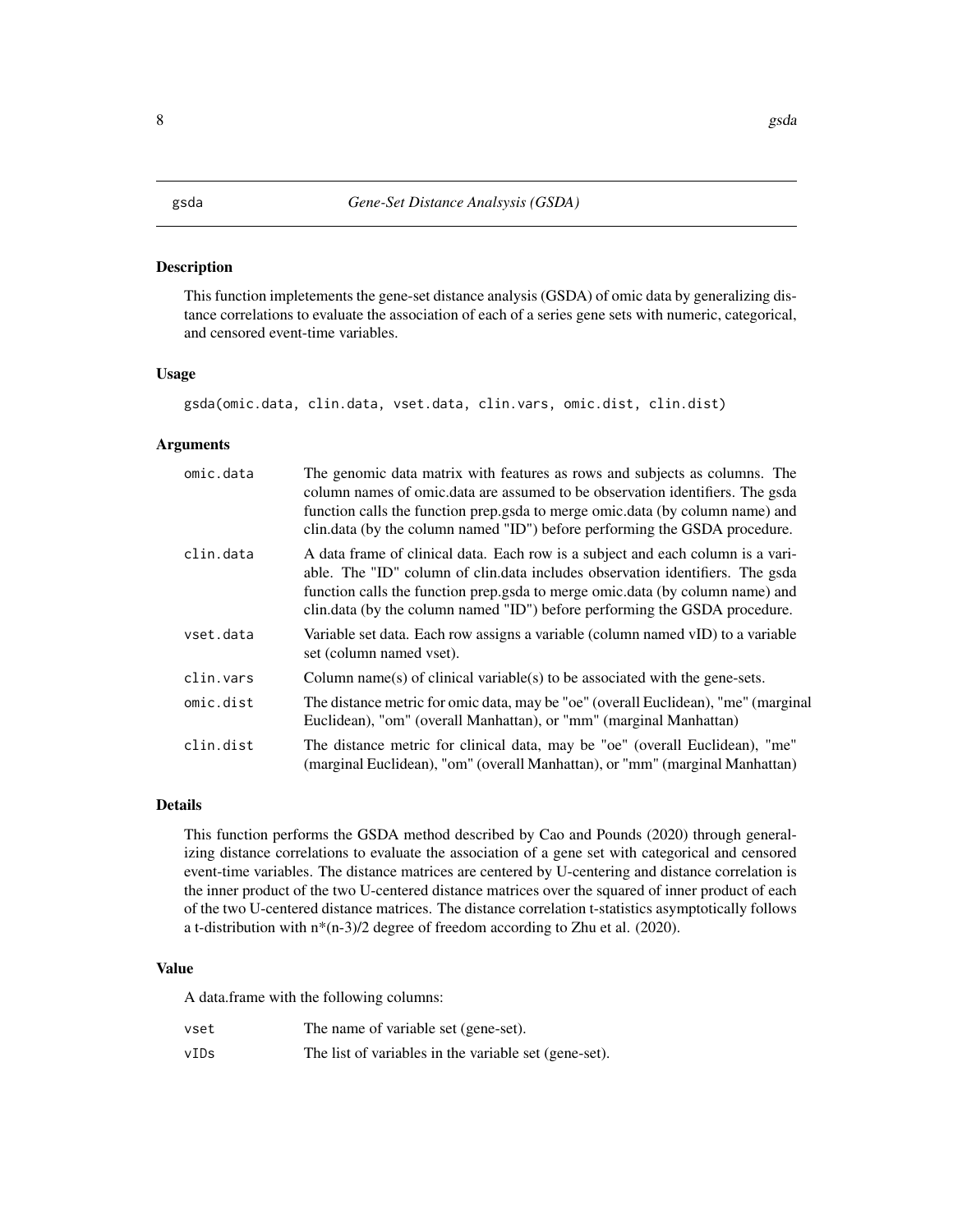# gsda — *Gene-Set Distance Analsysis (GSDA)*

## Description

This function impletements the gene-set distance analysis (GSDA) of omic data by generalizing distance correlations to evaluate the association of each of a series gene sets with numeric, categorical, and censored event-time variables.

## Usage

```
gsda(omic.data, clin.data, vset.data, clin.vars, omic.dist, clin.dist)
```

## Arguments

| | |
|---|---|
| omic.data | The genomic data matrix with features as rows and subjects as columns. The column names of omic.data are assumed to be observation identifiers. The gsda function calls the function prep.gsda to merge omic.data (by column name) and clin.data (by the column named "ID") before performing the GSDA procedure. |
| clin.data | A data frame of clinical data. Each row is a subject and each column is a variable. The "ID" column of clin.data includes observation identifiers. The gsda function calls the function prep.gsda to merge omic.data (by column name) and clin.data (by the column named "ID") before performing the GSDA procedure. |
| vset.data | Variable set data. Each row assigns a variable (column named vID) to a variable set (column named vset). |
| clin.vars | Column name(s) of clinical variable(s) to be associated with the gene-sets. |
| omic.dist | The distance metric for omic data, may be "oe" (overall Euclidean), "me" (marginal Euclidean), "om" (overall Manhattan), or "mm" (marginal Manhattan) |
| clin.dist | The distance metric for clinical data, may be "oe" (overall Euclidean), "me" (marginal Euclidean), "om" (overall Manhattan), or "mm" (marginal Manhattan) |

## Details

This function performs the GSDA method described by Cao and Pounds (2020) through generalizing distance correlations to evaluate the association of a gene set with categorical and censored event-time variables. The distance matrices are centered by U-centering and distance correlation is the inner product of the two U-centered distance matrices over the squared of inner product of each of the two U-centered distance matrices. The distance correlation t-statistics asymptotically follows a t-distribution with n*(n-3)/2 degree of freedom according to Zhu et al. (2020).

## Value

A data.frame with the following columns:

| | |
|---|---|
| vset | The name of variable set (gene-set). |
| vIDs | The list of variables in the variable set (gene-set). |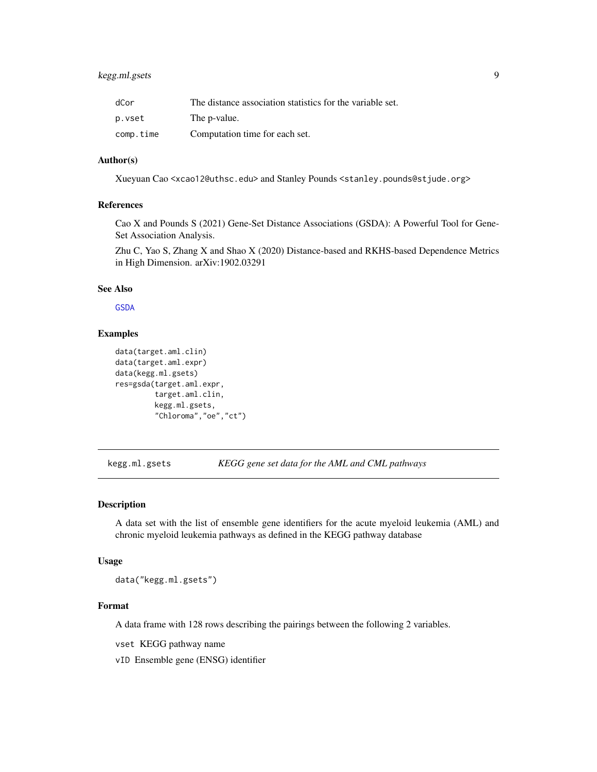| | |
|---|---|
| dCor | The distance association statistics for the variable set. |
| p.vset | The p-value. |
| comp.time | Computation time for each set. |

### Author(s)

Xueyuan Cao <xcao12@uthsc.edu> and Stanley Pounds <stanley.pounds@stjude.org>

### References

Cao X and Pounds S (2021) Gene-Set Distance Associations (GSDA): A Powerful Tool for Gene-Set Association Analysis.

Zhu C, Yao S, Zhang X and Shao X (2020) Distance-based and RKHS-based Dependence Metrics in High Dimension. arXiv:1902.03291

### See Also

GSDA

### Examples

```
data(target.aml.clin)
data(target.aml.expr)
data(kegg.ml.gsets)
res=gsda(target.aml.expr,
         target.aml.clin,
         kegg.ml.gsets,
         "Chloroma","oe","ct")
```

---

## kegg.ml.gsets &nbsp;&nbsp;&nbsp; *KEGG gene set data for the AML and CML pathways*

### Description

A data set with the list of ensemble gene identifiers for the acute myeloid leukemia (AML) and chronic myeloid leukemia pathways as defined in the KEGG pathway database

### Usage

```
data("kegg.ml.gsets")
```

### Format

A data frame with 128 rows describing the pairings between the following 2 variables.

vset KEGG pathway name

vID Ensemble gene (ENSG) identifier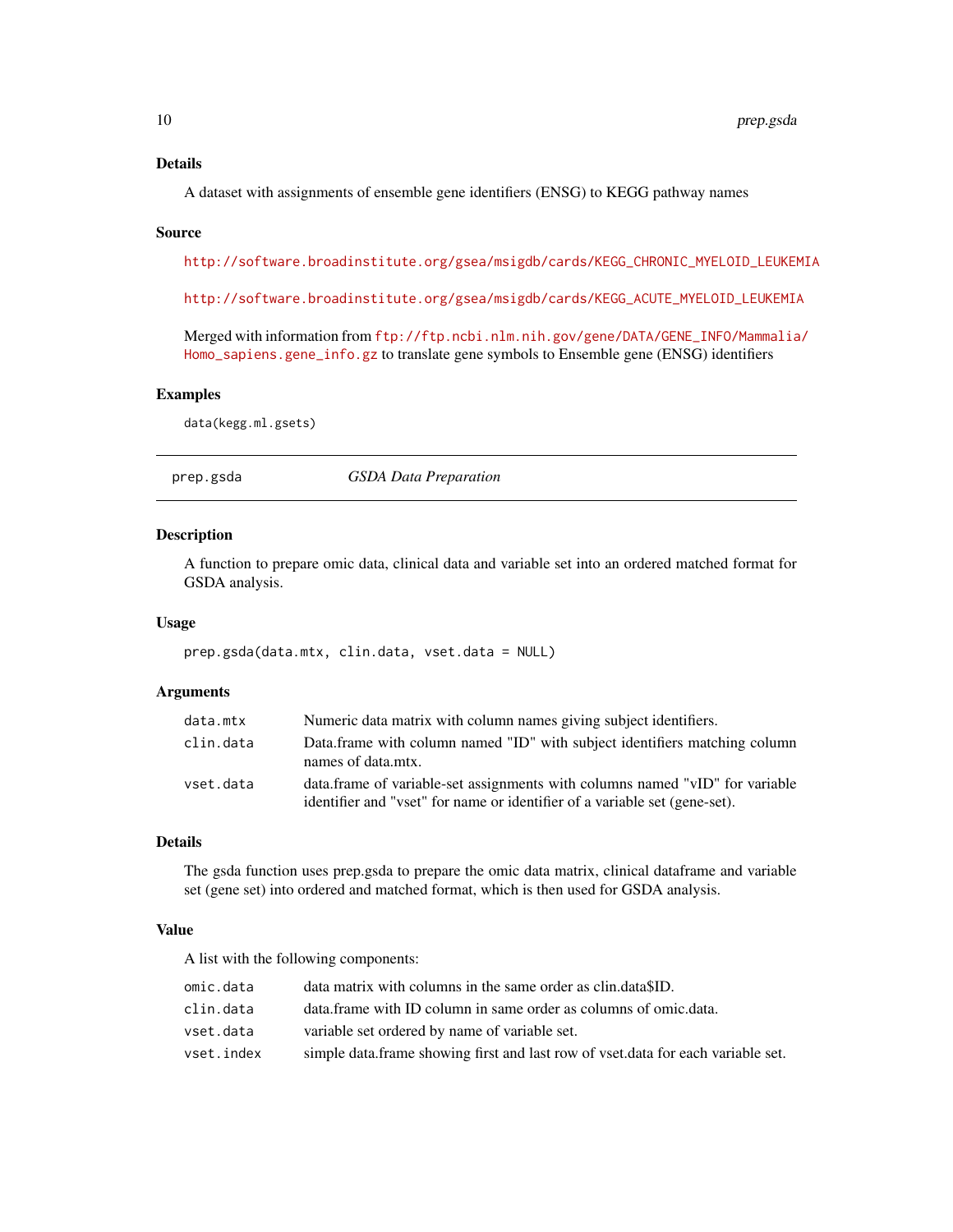## Details

A dataset with assignments of ensemble gene identifiers (ENSG) to KEGG pathway names

## Source

http://software.broadinstitute.org/gsea/msigdb/cards/KEGG_CHRONIC_MYELOID_LEUKEMIA

http://software.broadinstitute.org/gsea/msigdb/cards/KEGG_ACUTE_MYELOID_LEUKEMIA

Merged with information from ftp://ftp.ncbi.nlm.nih.gov/gene/DATA/GENE_INFO/Mammalia/Homo_sapiens.gene_info.gz to translate gene symbols to Ensemble gene (ENSG) identifiers

## Examples

```
data(kegg.ml.gsets)
```

---

# prep.gsda — *GSDA Data Preparation*

---

## Description

A function to prepare omic data, clinical data and variable set into an ordered matched format for GSDA analysis.

## Usage

```
prep.gsda(data.mtx, clin.data, vset.data = NULL)
```

## Arguments

| | |
|---|---|
| `data.mtx` | Numeric data matrix with column names giving subject identifiers. |
| `clin.data` | Data.frame with column named "ID" with subject identifiers matching column names of data.mtx. |
| `vset.data` | data.frame of variable-set assignments with columns named "vID" for variable identifier and "vset" for name or identifier of a variable set (gene-set). |

## Details

The gsda function uses prep.gsda to prepare the omic data matrix, clinical dataframe and variable set (gene set) into ordered and matched format, which is then used for GSDA analysis.

## Value

A list with the following components:

| | |
|---|---|
| `omic.data` | data matrix with columns in the same order as clin.data$ID. |
| `clin.data` | data.frame with ID column in same order as columns of omic.data. |
| `vset.data` | variable set ordered by name of variable set. |
| `vset.index` | simple data.frame showing first and last row of vset.data for each variable set. |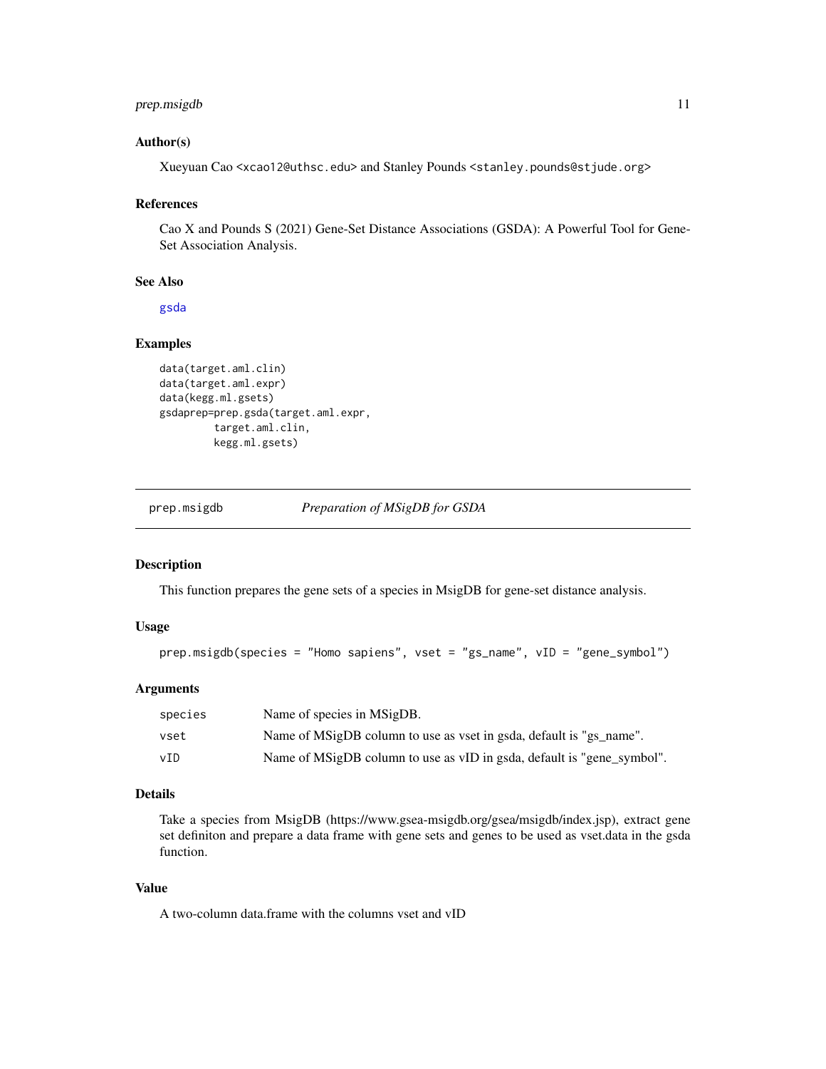### Author(s)

Xueyuan Cao <xcao12@uthsc.edu> and Stanley Pounds <stanley.pounds@stjude.org>

### References

Cao X and Pounds S (2021) Gene-Set Distance Associations (GSDA): A Powerful Tool for Gene-Set Association Analysis.

### See Also

gsda

### Examples

```
data(target.aml.clin)
data(target.aml.expr)
data(kegg.ml.gsets)
gsdaprep=prep.gsda(target.aml.expr,
          target.aml.clin,
          kegg.ml.gsets)
```

---

## prep.msigdb *Preparation of MSigDB for GSDA*

### Description

This function prepares the gene sets of a species in MsigDB for gene-set distance analysis.

### Usage

```
prep.msigdb(species = "Homo sapiens", vset = "gs_name", vID = "gene_symbol")
```

### Arguments

| | |
|---|---|
| species | Name of species in MSigDB. |
| vset | Name of MSigDB column to use as vset in gsda, default is "gs_name". |
| vID | Name of MSigDB column to use as vID in gsda, default is "gene_symbol". |

### Details

Take a species from MsigDB (https://www.gsea-msigdb.org/gsea/msigdb/index.jsp), extract gene set definiton and prepare a data frame with gene sets and genes to be used as vset.data in the gsda function.

### Value

A two-column data.frame with the columns vset and vID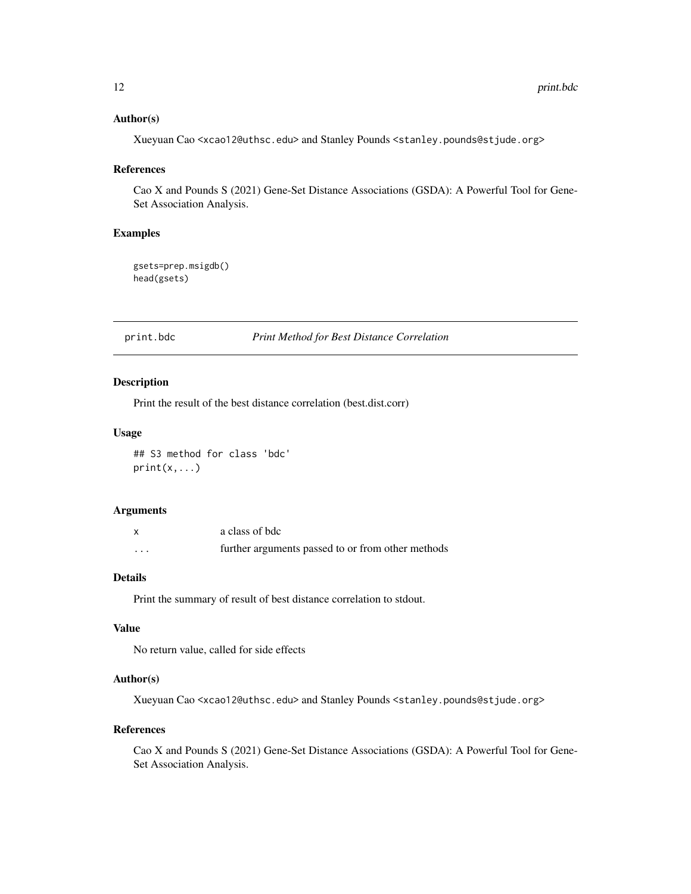### Author(s)

Xueyuan Cao <xcao12@uthsc.edu> and Stanley Pounds <stanley.pounds@stjude.org>

### References

Cao X and Pounds S (2021) Gene-Set Distance Associations (GSDA): A Powerful Tool for Gene-Set Association Analysis.

### Examples

```
gsets=prep.msigdb()
head(gsets)
```

---

## print.bdc — *Print Method for Best Distance Correlation*

---

### Description

Print the result of the best distance correlation (best.dist.corr)

### Usage

```
## S3 method for class 'bdc'
print(x,...)
```

### Arguments

| | |
|---|---|
| x | a class of bdc |
| ... | further arguments passed to or from other methods |

### Details

Print the summary of result of best distance correlation to stdout.

### Value

No return value, called for side effects

### Author(s)

Xueyuan Cao <xcao12@uthsc.edu> and Stanley Pounds <stanley.pounds@stjude.org>

### References

Cao X and Pounds S (2021) Gene-Set Distance Associations (GSDA): A Powerful Tool for Gene-Set Association Analysis.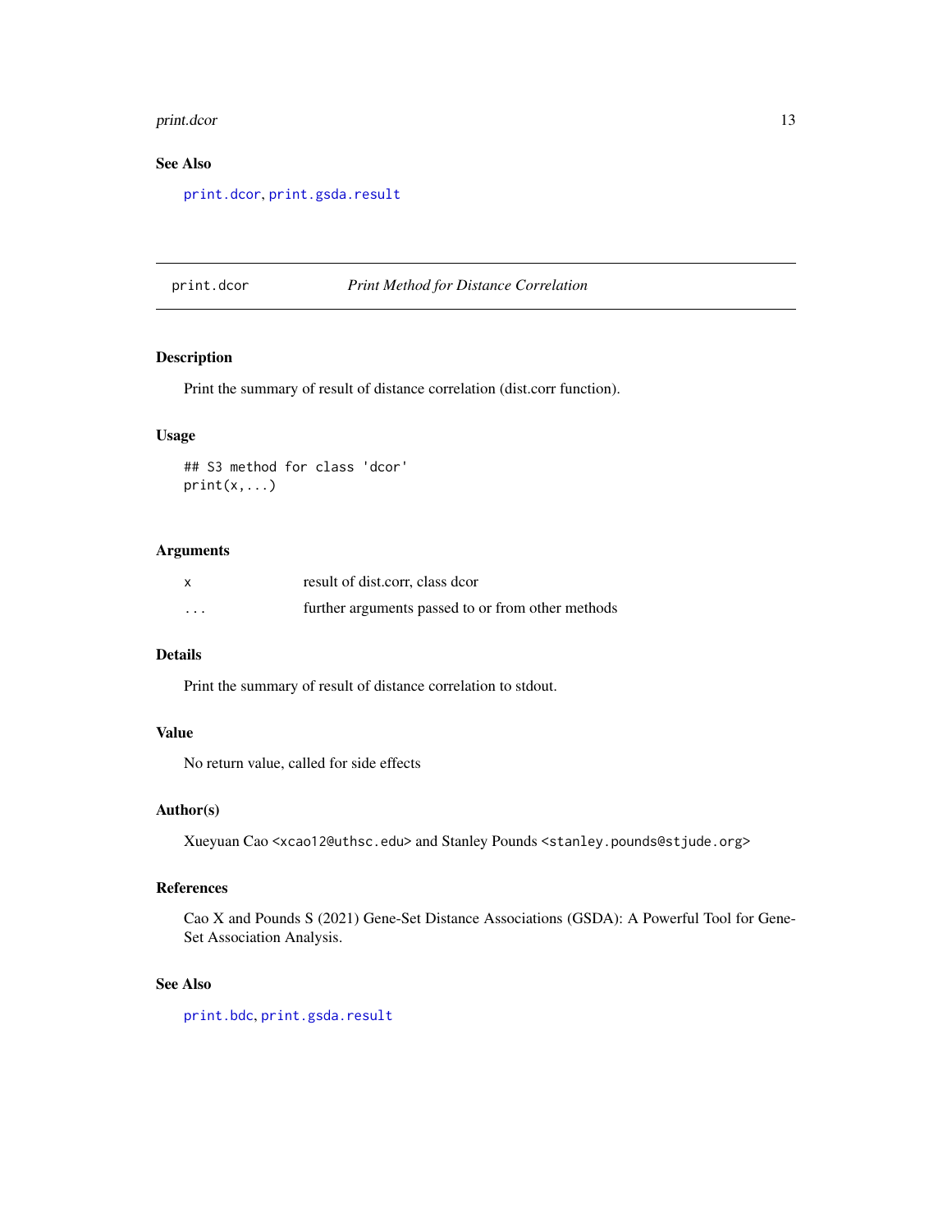## See Also

print.dcor, print.gsda.result

---

# print.dcor — *Print Method for Distance Correlation*

## Description

Print the summary of result of distance correlation (dist.corr function).

## Usage

```
## S3 method for class 'dcor'
print(x,...)
```

## Arguments

| | |
|---|---|
| x | result of dist.corr, class dcor |
| ... | further arguments passed to or from other methods |

## Details

Print the summary of result of distance correlation to stdout.

## Value

No return value, called for side effects

## Author(s)

Xueyuan Cao <xcao12@uthsc.edu> and Stanley Pounds <stanley.pounds@stjude.org>

## References

Cao X and Pounds S (2021) Gene-Set Distance Associations (GSDA): A Powerful Tool for Gene-Set Association Analysis.

## See Also

print.bdc, print.gsda.result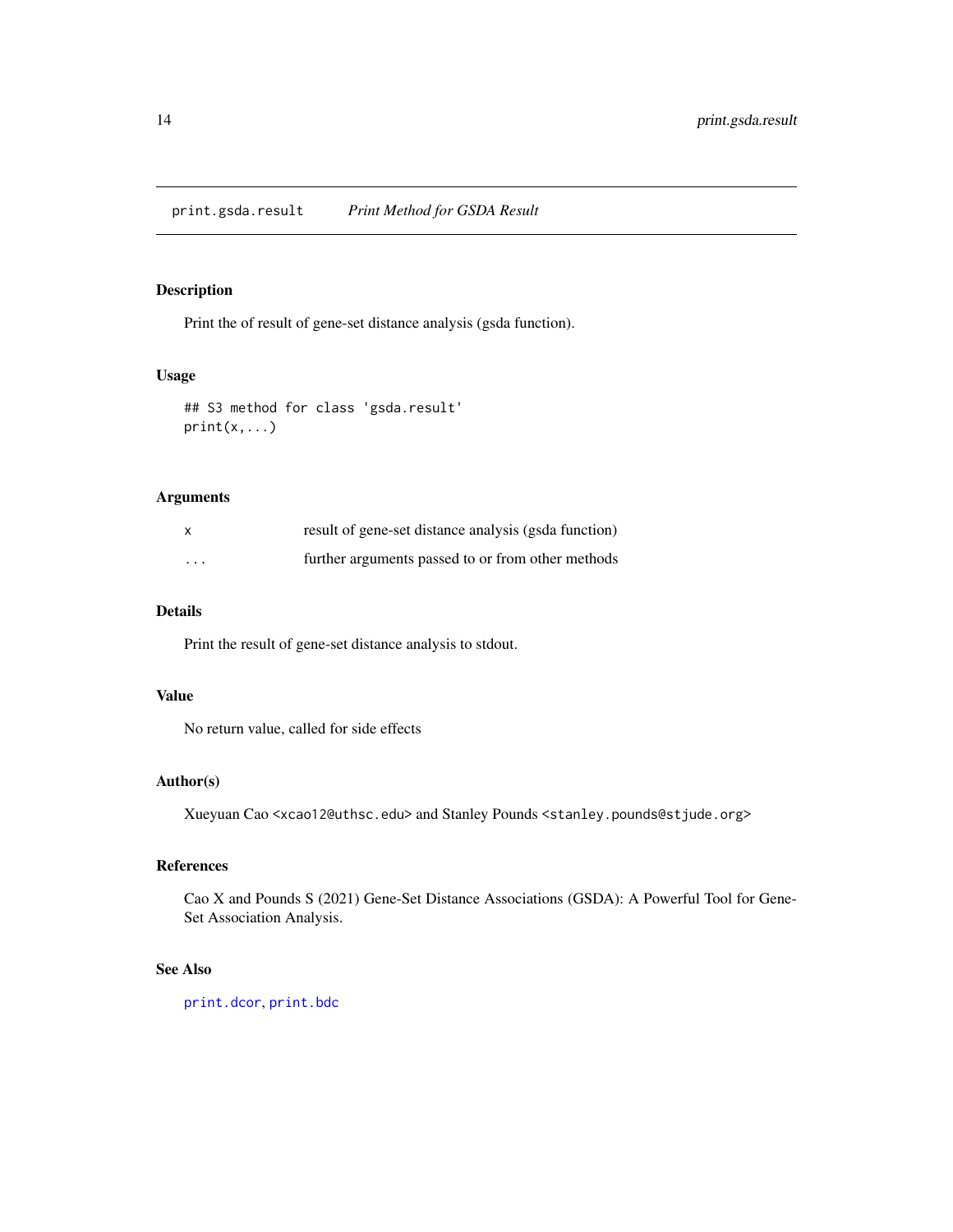## print.gsda.result    *Print Method for GSDA Result*

### Description

Print the of result of gene-set distance analysis (gsda function).

### Usage

```
## S3 method for class 'gsda.result'
print(x,...)
```

### Arguments

| | |
|---|---|
| x | result of gene-set distance analysis (gsda function) |
| ... | further arguments passed to or from other methods |

### Details

Print the result of gene-set distance analysis to stdout.

### Value

No return value, called for side effects

### Author(s)

Xueyuan Cao <xcao12@uthsc.edu> and Stanley Pounds <stanley.pounds@stjude.org>

### References

Cao X and Pounds S (2021) Gene-Set Distance Associations (GSDA): A Powerful Tool for Gene-Set Association Analysis.

### See Also

print.dcor, print.bdc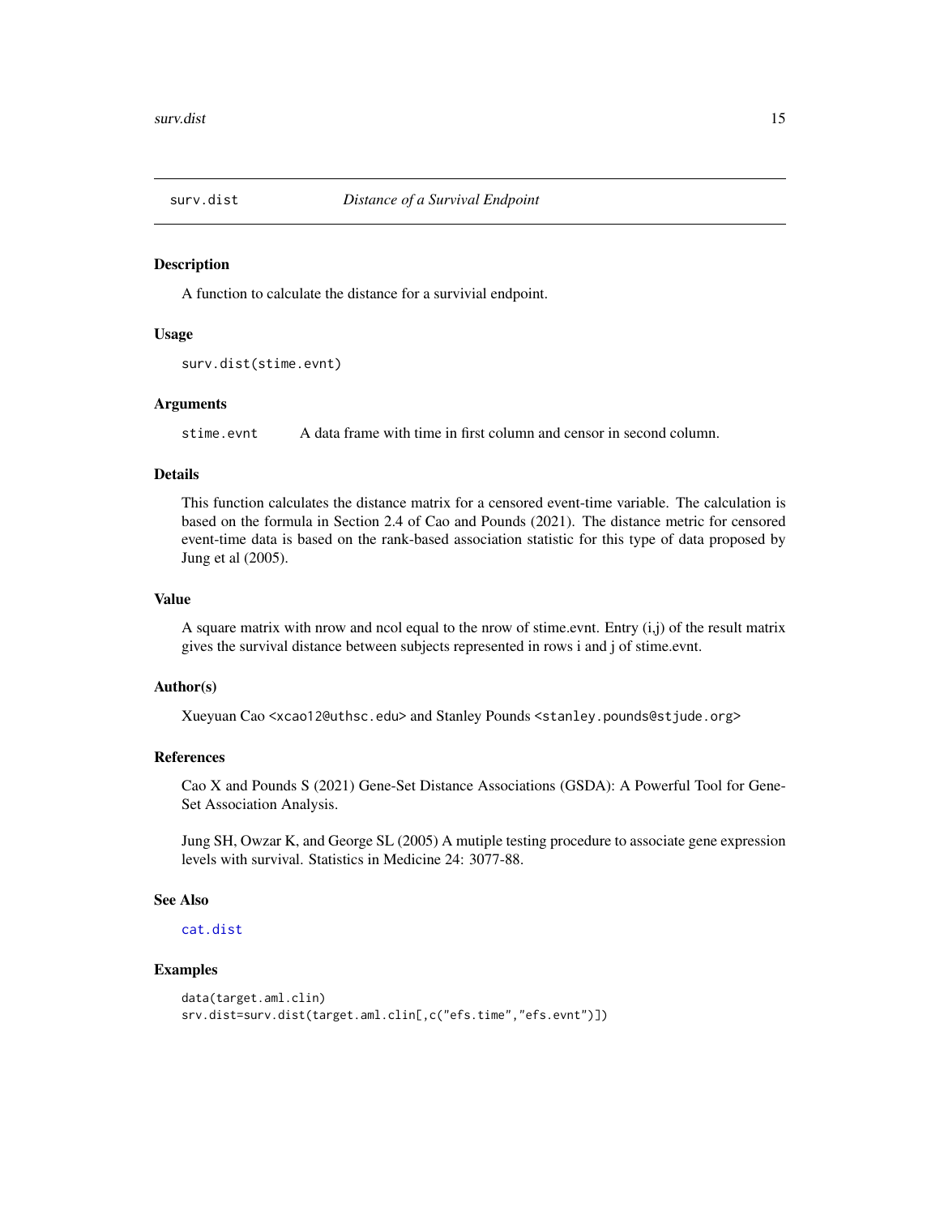# surv.dist    *Distance of a Survival Endpoint*

## Description

A function to calculate the distance for a survivial endpoint.

## Usage

```
surv.dist(stime.evnt)
```

## Arguments

`stime.evnt`    A data frame with time in first column and censor in second column.

## Details

This function calculates the distance matrix for a censored event-time variable. The calculation is based on the formula in Section 2.4 of Cao and Pounds (2021). The distance metric for censored event-time data is based on the rank-based association statistic for this type of data proposed by Jung et al (2005).

## Value

A square matrix with nrow and ncol equal to the nrow of stime.evnt. Entry (i,j) of the result matrix gives the survival distance between subjects represented in rows i and j of stime.evnt.

## Author(s)

Xueyuan Cao <xcao12@uthsc.edu> and Stanley Pounds <stanley.pounds@stjude.org>

## References

Cao X and Pounds S (2021) Gene-Set Distance Associations (GSDA): A Powerful Tool for Gene-Set Association Analysis.

Jung SH, Owzar K, and George SL (2005) A mutiple testing procedure to associate gene expression levels with survival. Statistics in Medicine 24: 3077-88.

## See Also

cat.dist

## Examples

```
data(target.aml.clin)
srv.dist=surv.dist(target.aml.clin[,c("efs.time","efs.evnt")])
```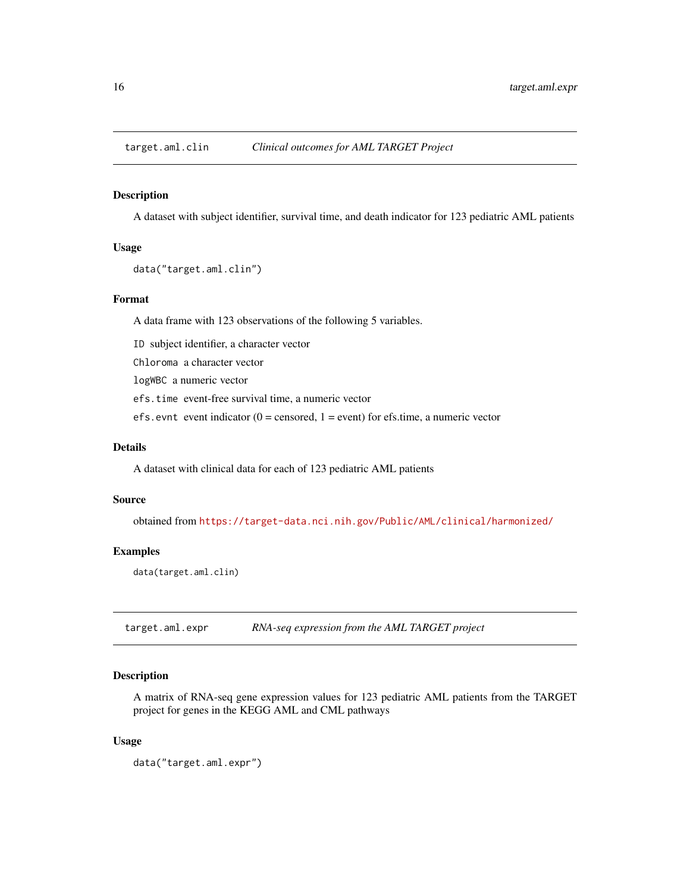## target.aml.clin *Clinical outcomes for AML TARGET Project*

### Description

A dataset with subject identifier, survival time, and death indicator for 123 pediatric AML patients

### Usage

```
data("target.aml.clin")
```

### Format

A data frame with 123 observations of the following 5 variables.

`ID` subject identifier, a character vector

`Chloroma` a character vector

`logWBC` a numeric vector

`efs.time` event-free survival time, a numeric vector

`efs.evnt` event indicator (0 = censored, 1 = event) for efs.time, a numeric vector

### Details

A dataset with clinical data for each of 123 pediatric AML patients

### Source

obtained from https://target-data.nci.nih.gov/Public/AML/clinical/harmonized/

### Examples

```
data(target.aml.clin)
```

## target.aml.expr *RNA-seq expression from the AML TARGET project*

### Description

A matrix of RNA-seq gene expression values for 123 pediatric AML patients from the TARGET project for genes in the KEGG AML and CML pathways

### Usage

```
data("target.aml.expr")
```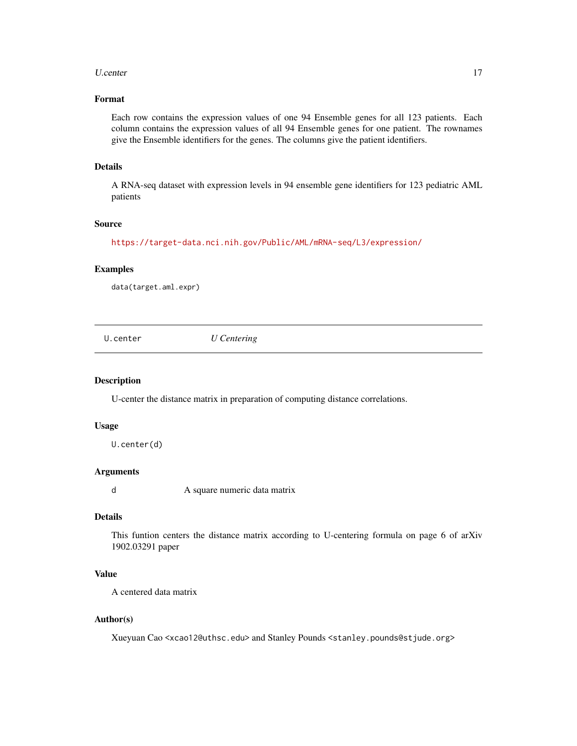## Format

Each row contains the expression values of one 94 Ensemble genes for all 123 patients. Each column contains the expression values of all 94 Ensemble genes for one patient. The rownames give the Ensemble identifiers for the genes. The columns give the patient identifiers.

## Details

A RNA-seq dataset with expression levels in 94 ensemble gene identifiers for 123 pediatric AML patients

## Source

https://target-data.nci.nih.gov/Public/AML/mRNA-seq/L3/expression/

## Examples

```
data(target.aml.expr)
```

---

# U.center *U Centering*

---

## Description

U-center the distance matrix in preparation of computing distance correlations.

## Usage

```
U.center(d)
```

## Arguments

| | |
|---|---|
| d | A square numeric data matrix |

## Details

This funtion centers the distance matrix according to U-centering formula on page 6 of arXiv 1902.03291 paper

## Value

A centered data matrix

## Author(s)

Xueyuan Cao <xcao12@uthsc.edu> and Stanley Pounds <stanley.pounds@stjude.org>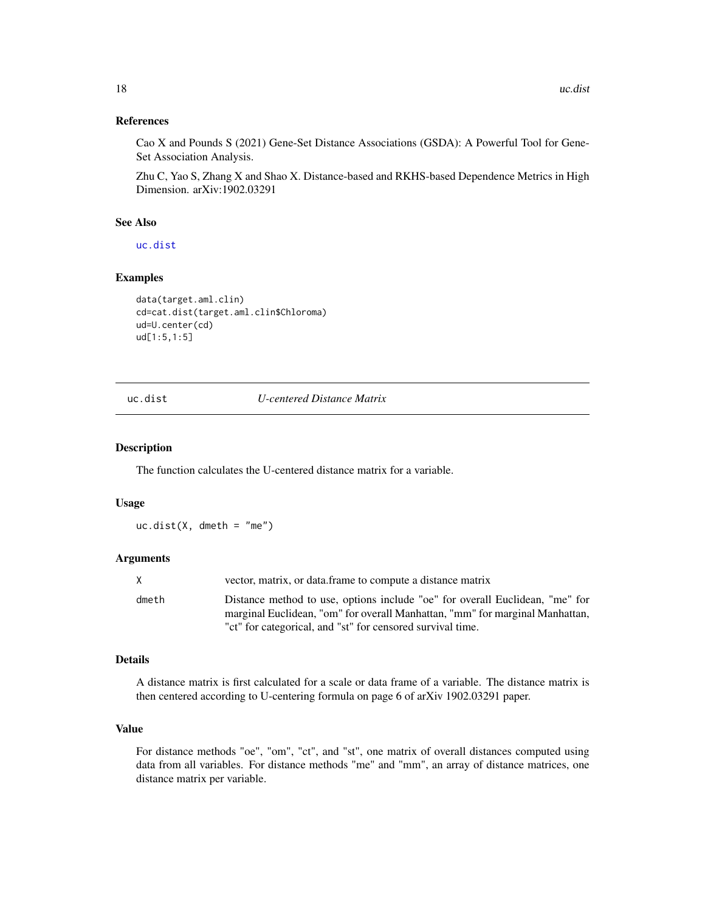### References

Cao X and Pounds S (2021) Gene-Set Distance Associations (GSDA): A Powerful Tool for Gene-Set Association Analysis.

Zhu C, Yao S, Zhang X and Shao X. Distance-based and RKHS-based Dependence Metrics in High Dimension. arXiv:1902.03291

### See Also

uc.dist

### Examples

```
data(target.aml.clin)
cd=cat.dist(target.aml.clin$Chloroma)
ud=U.center(cd)
ud[1:5,1:5]
```

## uc.dist — *U-centered Distance Matrix*

### Description

The function calculates the U-centered distance matrix for a variable.

### Usage

```
uc.dist(X, dmeth = "me")
```

### Arguments

| | |
|---|---|
| X | vector, matrix, or data.frame to compute a distance matrix |
| dmeth | Distance method to use, options include "oe" for overall Euclidean, "me" for marginal Euclidean, "om" for overall Manhattan, "mm" for marginal Manhattan, "ct" for categorical, and "st" for censored survival time. |

### Details

A distance matrix is first calculated for a scale or data frame of a variable. The distance matrix is then centered according to U-centering formula on page 6 of arXiv 1902.03291 paper.

### Value

For distance methods "oe", "om", "ct", and "st", one matrix of overall distances computed using data from all variables. For distance methods "me" and "mm", an array of distance matrices, one distance matrix per variable.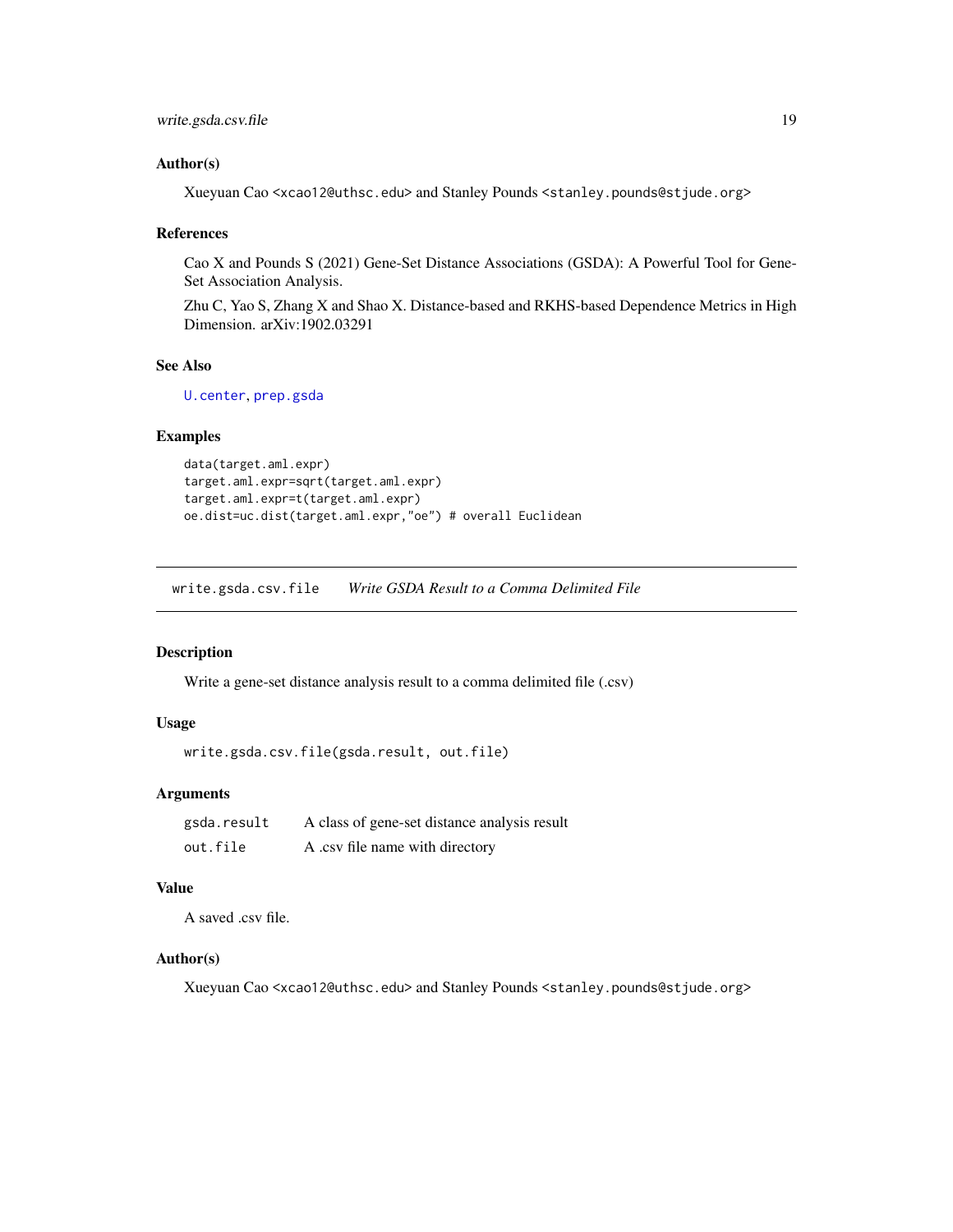### Author(s)

Xueyuan Cao <xcao12@uthsc.edu> and Stanley Pounds <stanley.pounds@stjude.org>

### References

Cao X and Pounds S (2021) Gene-Set Distance Associations (GSDA): A Powerful Tool for Gene-Set Association Analysis.

Zhu C, Yao S, Zhang X and Shao X. Distance-based and RKHS-based Dependence Metrics in High Dimension. arXiv:1902.03291

### See Also

U.center, prep.gsda

### Examples

```
data(target.aml.expr)
target.aml.expr=sqrt(target.aml.expr)
target.aml.expr=t(target.aml.expr)
oe.dist=uc.dist(target.aml.expr,"oe") # overall Euclidean
```

---

## write.gsda.csv.file *Write GSDA Result to a Comma Delimited File*

---

### Description

Write a gene-set distance analysis result to a comma delimited file (.csv)

### Usage

```
write.gsda.csv.file(gsda.result, out.file)
```

### Arguments

| | |
|---|---|
| gsda.result | A class of gene-set distance analysis result |
| out.file | A .csv file name with directory |

### Value

A saved .csv file.

### Author(s)

Xueyuan Cao <xcao12@uthsc.edu> and Stanley Pounds <stanley.pounds@stjude.org>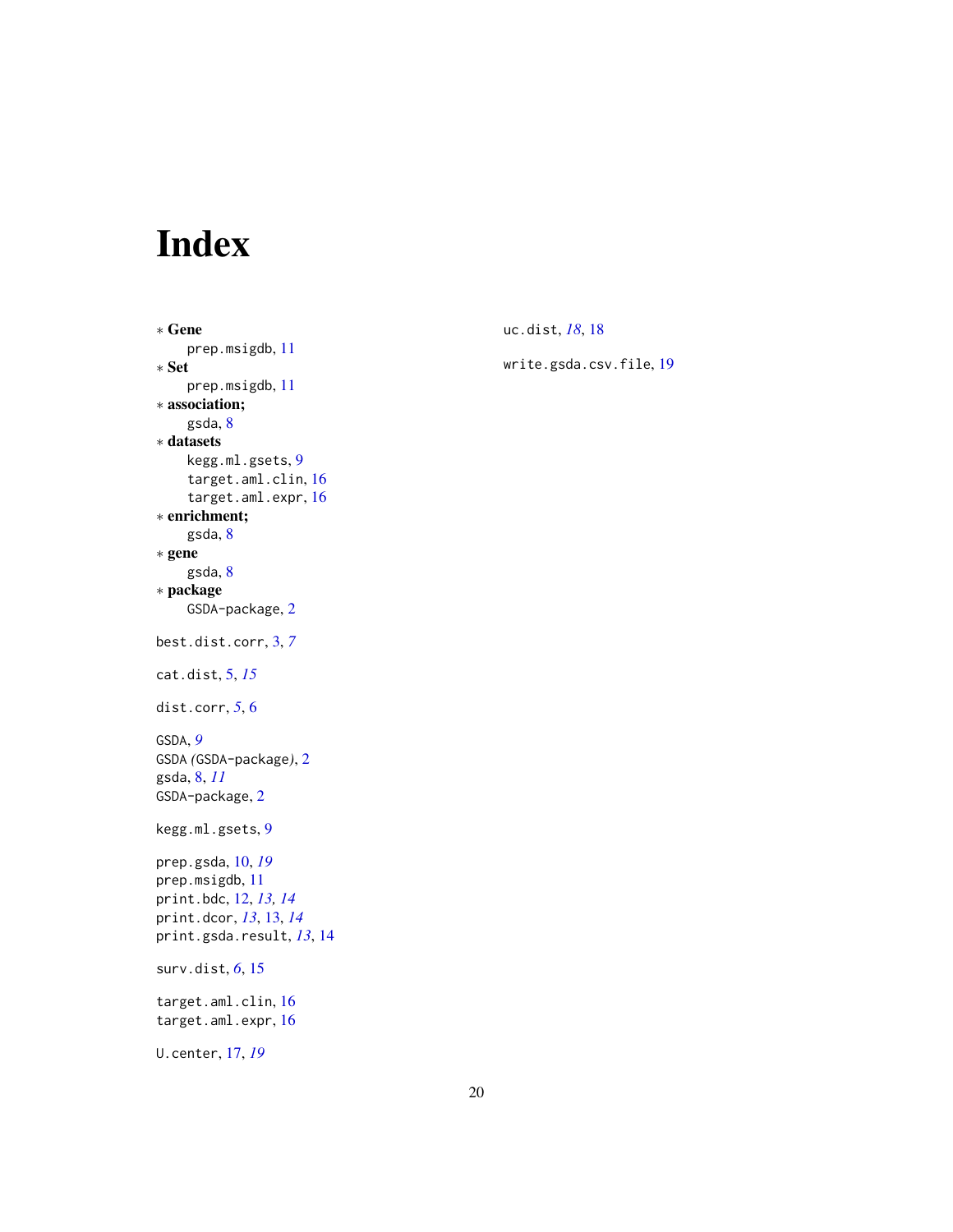# Index

* **Gene**
  prep.msigdb, 11
* **Set**
  prep.msigdb, 11
* **association;**
  gsda, 8
* **datasets**
  kegg.ml.gsets, 9
  target.aml.clin, 16
  target.aml.expr, 16
* **enrichment;**
  gsda, 8
* **gene**
  gsda, 8
* **package**
  GSDA-package, 2

best.dist.corr, 3, *7*

cat.dist, 5, *15*

dist.corr, *5*, 6

GSDA, *9*
GSDA *(*GSDA-package*)*, 2
gsda, 8, *11*
GSDA-package, 2

kegg.ml.gsets, 9

prep.gsda, 10, *19*
prep.msigdb, 11
print.bdc, 12, *13, 14*
print.dcor, *13*, 13, *14*
print.gsda.result, *13*, 14

surv.dist, *6*, 15

target.aml.clin, 16
target.aml.expr, 16

U.center, 17, *19*

uc.dist, *18*, 18

write.gsda.csv.file, 19